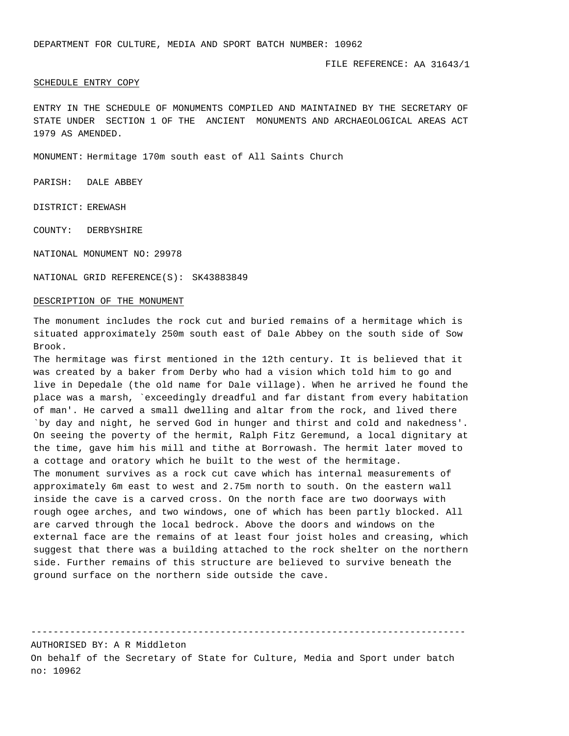DEPARTMENT FOR CULTURE, MEDIA AND SPORT BATCH NUMBER: 10962

FILE REFERENCE: AA 31643/1

SCHEDULE ENTRY COPY

ENTRY IN THE SCHEDULE OF MONUMENTS COMPILED AND MAINTAINED BY THE SECRETARY OF STATE UNDER SECTION 1 OF THE ANCIENT MONUMENTS AND ARCHAEOLOGICAL AREAS ACT 1979 AS AMENDED.

MONUMENT: Hermitage 170m south east of All Saints Church

PARISH: DALE ABBEY

DISTRICT: EREWASH

COUNTY: DERBYSHIRE

NATIONAL MONUMENT NO: 29978

NATIONAL GRID REFERENCE(S): SK43883849

DESCRIPTION OF THE MONUMENT

The monument includes the rock cut and buried remains of a hermitage which is situated approximately 250m south east of Dale Abbey on the south side of Sow Brook.

The hermitage was first mentioned in the 12th century. It is believed that it was created by a baker from Derby who had a vision which told him to go and live in Depedale (the old name for Dale village). When he arrived he found the place was a marsh, `exceedingly dreadful and far distant from every habitation of man'. He carved a small dwelling and altar from the rock, and lived there `by day and night, he served God in hunger and thirst and cold and nakedness'. On seeing the poverty of the hermit, Ralph Fitz Geremund, a local dignitary at the time, gave him his mill and tithe at Borrowash. The hermit later moved to a cottage and oratory which he built to the west of the hermitage.

The monument survives as a rock cut cave which has internal measurements of approximately 6m east to west and 2.75m north to south. On the eastern wall inside the cave is a carved cross. On the north face are two doorways with rough ogee arches, and two windows, one of which has been partly blocked. All are carved through the local bedrock. Above the doors and windows on the external face are the remains of at least four joist holes and creasing, which suggest that there was a building attached to the rock shelter on the northern side. Further remains of this structure are believed to survive beneath the ground surface on the northern side outside the cave.

---

AUTHORISED BY: A R Middleton

On behalf of the Secretary of State for Culture, Media and Sport under batch no: 10962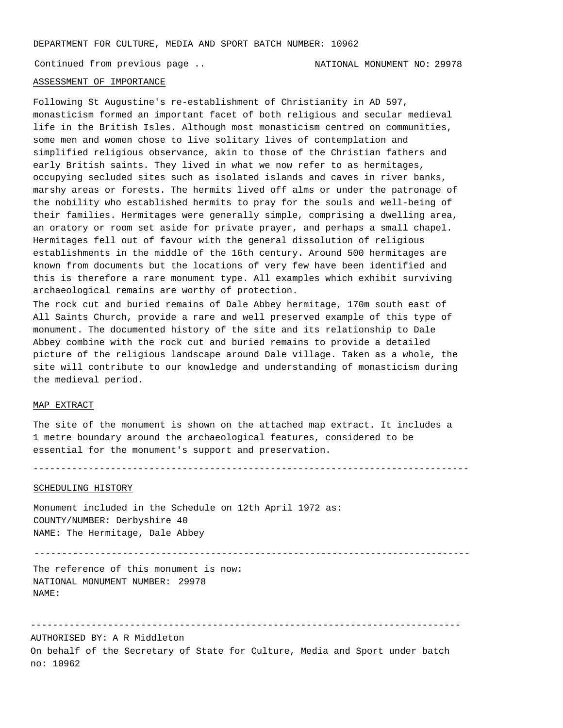DEPARTMENT FOR CULTURE, MEDIA AND SPORT BATCH NUMBER: 10962

Continued from previous page .. NATIONAL MONUMENT NO: 29978

## ASSESSMENT OF IMPORTANCE

Following St Augustine's re-establishment of Christianity in AD 597, monasticism formed an important facet of both religious and secular medieval life in the British Isles. Although most monasticism centred on communities, some men and women chose to live solitary lives of contemplation and simplified religious observance, akin to those of the Christian fathers and early British saints. They lived in what we now refer to as hermitages, occupying secluded sites such as isolated islands and caves in river banks, marshy areas or forests. The hermits lived off alms or under the patronage of the nobility who established hermits to pray for the souls and well-being of their families. Hermitages were generally simple, comprising a dwelling area, an oratory or room set aside for private prayer, and perhaps a small chapel. Hermitages fell out of favour with the general dissolution of religious establishments in the middle of the 16th century. Around 500 hermitages are known from documents but the locations of very few have been identified and this is therefore a rare monument type. All examples which exhibit surviving archaeological remains are worthy of protection.

The rock cut and buried remains of Dale Abbey hermitage, 170m south east of All Saints Church, provide a rare and well preserved example of this type of monument. The documented history of the site and its relationship to Dale Abbey combine with the rock cut and buried remains to provide a detailed picture of the religious landscape around Dale village. Taken as a whole, the site will contribute to our knowledge and understanding of monasticism during the medieval period.

## MAP EXTRACT

The site of the monument is shown on the attached map extract. It includes a 1 metre boundary around the archaeological features, considered to be essential for the monument's support and preservation.

---

## SCHEDULING HISTORY

Monument included in the Schedule on 12th April 1972 as:
COUNTY/NUMBER: Derbyshire 40
NAME: The Hermitage, Dale Abbey

---

The reference of this monument is now:
NATIONAL MONUMENT NUMBER: 29978
NAME:

---

AUTHORISED BY: A R Middleton
On behalf of the Secretary of State for Culture, Media and Sport under batch no: 10962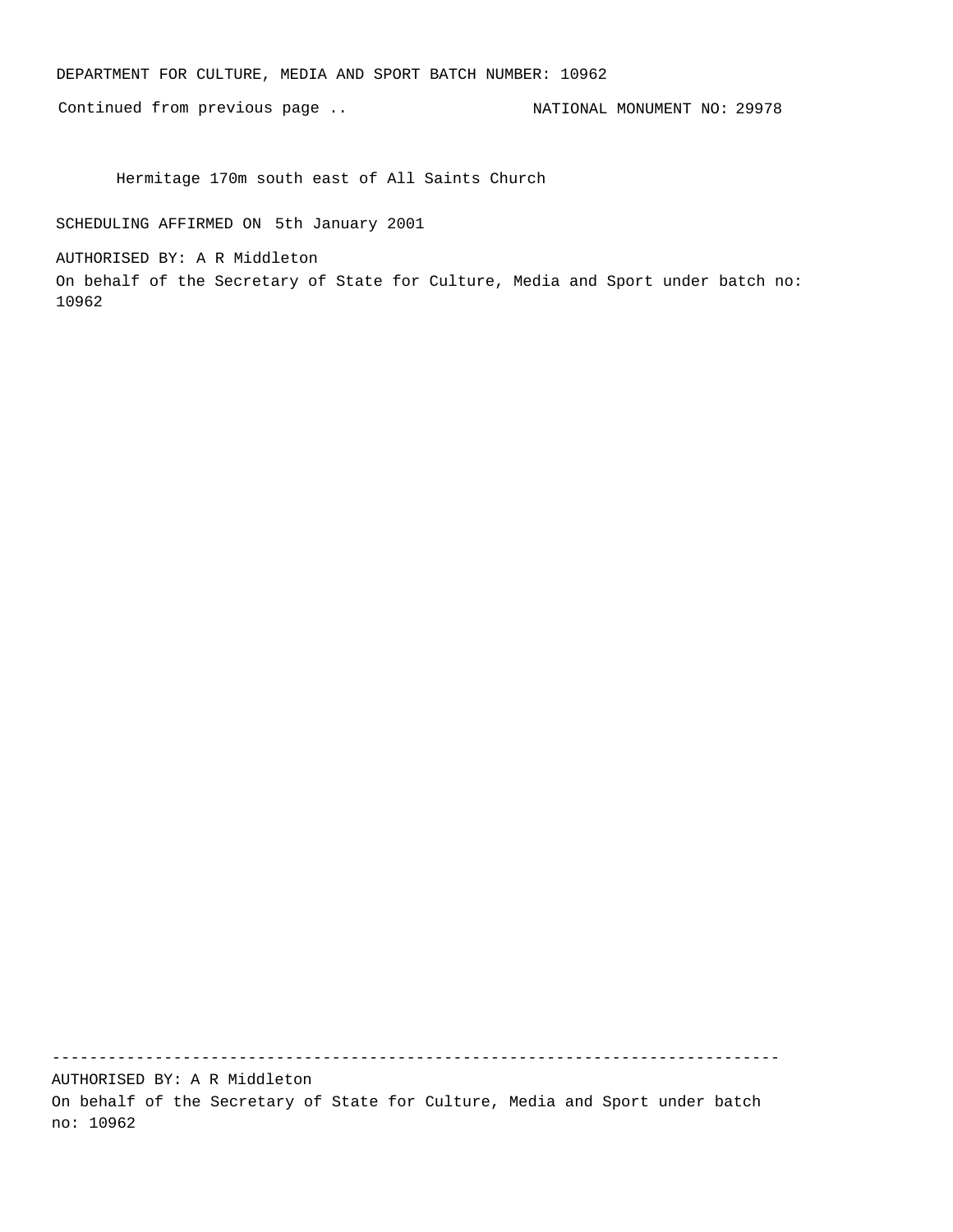Continued from previous page ..

Hermitage 170m south east of All Saints Church

SCHEDULING AFFIRMED ON 5th January 2001

AUTHORISED BY: A R Middleton
On behalf of the Secretary of State for Culture, Media and Sport under batch no: 10962